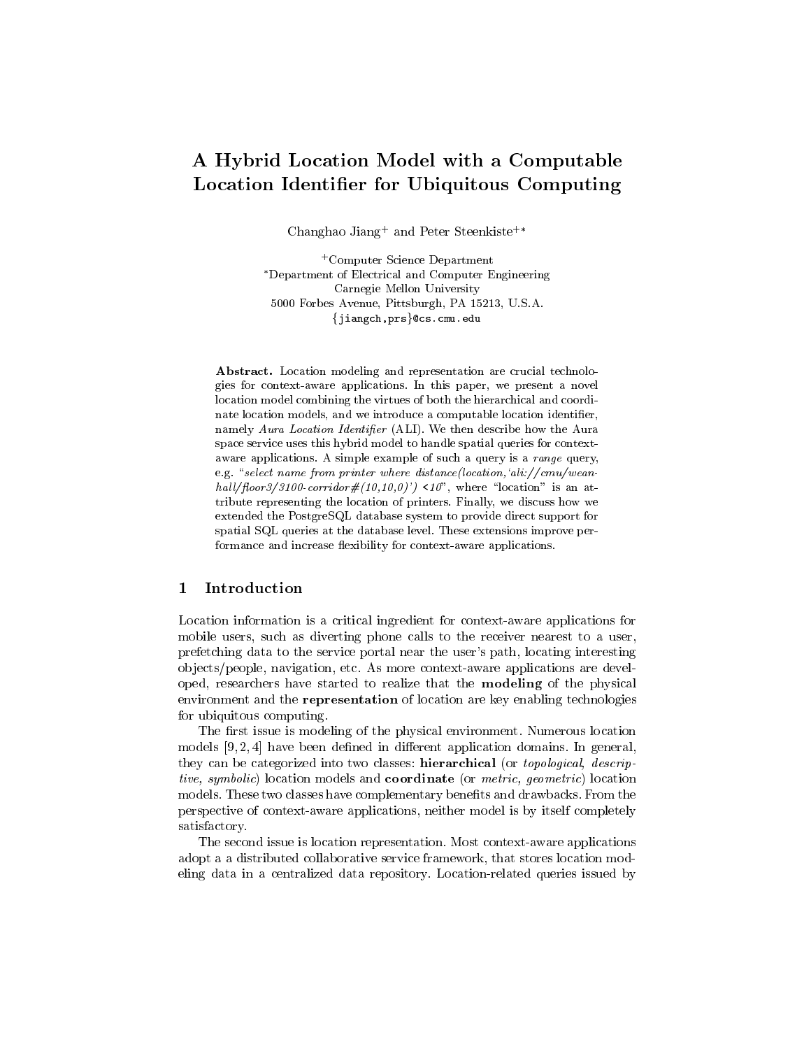# A Hybrid Location Model with a Computable Location Identifier for Ubiquitous Computing

Changhao Jiang[+] and Peter Steenkiste[+*]

[+]Computer Science Department
[*]Department of Electrical and Computer Engineering
Carnegie Mellon University
5000 Forbes Avenue, Pittsburgh, PA 15213, U.S.A.
{jiangch,prs}@cs.cmu.edu

**Abstract.** Location modeling and representation are crucial technologies for context-aware applications. In this paper, we present a novel location model combining the virtues of both the hierarchical and coordinate location models, and we introduce a computable location identifier, namely *Aura Location Identifier* (ALI). We then describe how the Aura space service uses this hybrid model to handle spatial queries for context-aware applications. A simple example of such a query is a *range* query, e.g. "*select name from printer where distance(location,'ali://cmu/wean-hall/floor3/3100-corridor#(10,10,0)')* <*10*", where "location" is an attribute representing the location of printers. Finally, we discuss how we extended the PostgreSQL database system to provide direct support for spatial SQL queries at the database level. These extensions improve performance and increase flexibility for context-aware applications.

## 1 Introduction

Location information is a critical ingredient for context-aware applications for mobile users, such as diverting phone calls to the receiver nearest to a user, prefetching data to the service portal near the user's path, locating interesting objects/people, navigation, etc. As more context-aware applications are developed, researchers have started to realize that the **modeling** of the physical environment and the **representation** of location are key enabling technologies for ubiquitous computing.

The first issue is modeling of the physical environment. Numerous location models [9, 2, 4] have been defined in different application domains. In general, they can be categorized into two classes: **hierarchical** (or *topological, descriptive, symbolic*) location models and **coordinate** (or *metric, geometric*) location models. These two classes have complementary benefits and drawbacks. From the perspective of context-aware applications, neither model is by itself completely satisfactory.

The second issue is location representation. Most context-aware applications adopt a a distributed collaborative service framework, that stores location modeling data in a centralized data repository. Location-related queries issued by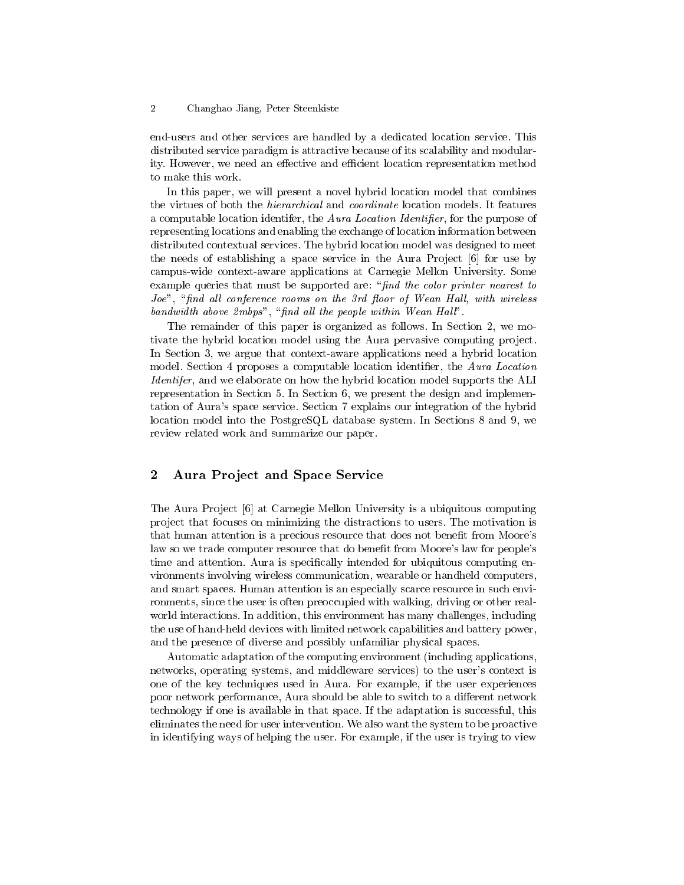end-users and other services are handled by a dedicated location service. This distributed service paradigm is attractive because of its scalability and modularity. However, we need an effective and efficient location representation method to make this work.

In this paper, we will present a novel hybrid location model that combines the virtues of both the *hierarchical* and *coordinate* location models. It features a computable location identifer, the *Aura Location Identifier*, for the purpose of representing locations and enabling the exchange of location information between distributed contextual services. The hybrid location model was designed to meet the needs of establishing a space service in the Aura Project [6] for use by campus-wide context-aware applications at Carnegie Mellon University. Some example queries that must be supported are: "*find the color printer nearest to Joe*", "*find all conference rooms on the 3rd floor of Wean Hall, with wireless bandwidth above 2mbps*", "*find all the people within Wean Hall*".

The remainder of this paper is organized as follows. In Section 2, we motivate the hybrid location model using the Aura pervasive computing project. In Section 3, we argue that context-aware applications need a hybrid location model. Section 4 proposes a computable location identifier, the *Aura Location Identifer*, and we elaborate on how the hybrid location model supports the ALI representation in Section 5. In Section 6, we present the design and implementation of Aura's space service. Section 7 explains our integration of the hybrid location model into the PostgreSQL database system. In Sections 8 and 9, we review related work and summarize our paper.

## 2 Aura Project and Space Service

The Aura Project [6] at Carnegie Mellon University is a ubiquitous computing project that focuses on minimizing the distractions to users. The motivation is that human attention is a precious resource that does not benefit from Moore's law so we trade computer resource that do benefit from Moore's law for people's time and attention. Aura is specifically intended for ubiquitous computing environments involving wireless communication, wearable or handheld computers, and smart spaces. Human attention is an especially scarce resource in such environments, since the user is often preoccupied with walking, driving or other real-world interactions. In addition, this environment has many challenges, including the use of hand-held devices with limited network capabilities and battery power, and the presence of diverse and possibly unfamiliar physical spaces.

Automatic adaptation of the computing environment (including applications, networks, operating systems, and middleware services) to the user's context is one of the key techniques used in Aura. For example, if the user experiences poor network performance, Aura should be able to switch to a different network technology if one is available in that space. If the adaptation is successful, this eliminates the need for user intervention. We also want the system to be proactive in identifying ways of helping the user. For example, if the user is trying to view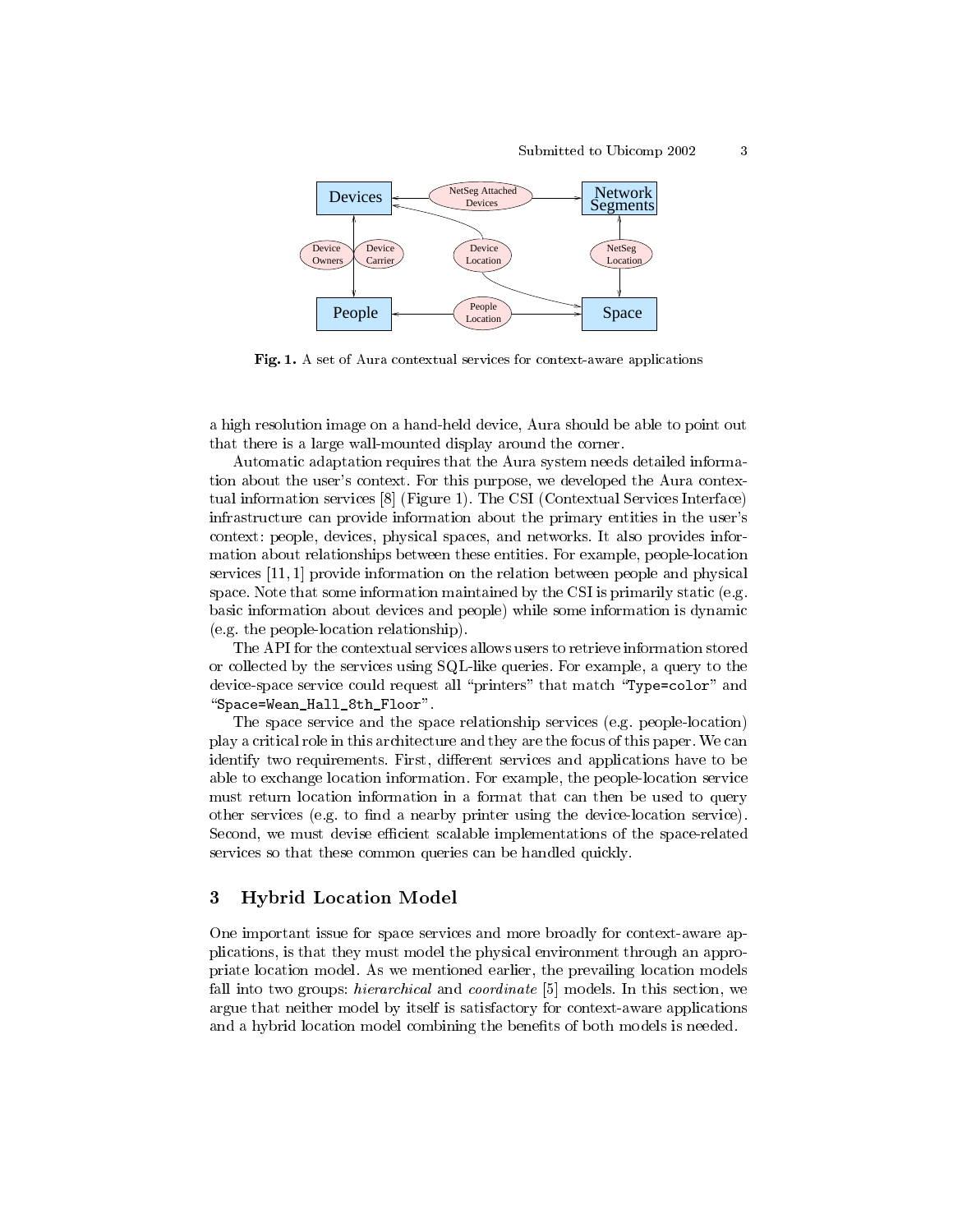Fig. 1. A set of Aura contextual services for context-aware applications

a high resolution image on a hand-held device, Aura should be able to point out that there is a large wall-mounted display around the corner.

Automatic adaptation requires that the Aura system needs detailed information about the user's context. For this purpose, we developed the Aura contextual information services [8] (Figure 1). The CSI (Contextual Services Interface) infrastructure can provide information about the primary entities in the user's context: people, devices, physical spaces, and networks. It also provides information about relationships between these entities. For example, people-location services [11, 1] provide information on the relation between people and physical space. Note that some information maintained by the CSI is primarily static (e.g. basic information about devices and people) while some information is dynamic (e.g. the people-location relationship).

The API for the contextual services allows users to retrieve information stored or collected by the services using SQL-like queries. For example, a query to the device-space service could request all "printers" that match "`Type=color`" and "`Space=Wean_Hall_8th_Floor`".

The space service and the space relationship services (e.g. people-location) play a critical role in this architecture and they are the focus of this paper. We can identify two requirements. First, different services and applications have to be able to exchange location information. For example, the people-location service must return location information in a format that can then be used to query other services (e.g. to find a nearby printer using the device-location service). Second, we must devise efficient scalable implementations of the space-related services so that these common queries can be handled quickly.

## 3 Hybrid Location Model

One important issue for space services and more broadly for context-aware applications, is that they must model the physical environment through an appropriate location model. As we mentioned earlier, the prevailing location models fall into two groups: *hierarchical* and *coordinate* [5] models. In this section, we argue that neither model by itself is satisfactory for context-aware applications and a hybrid location model combining the benefits of both models is needed.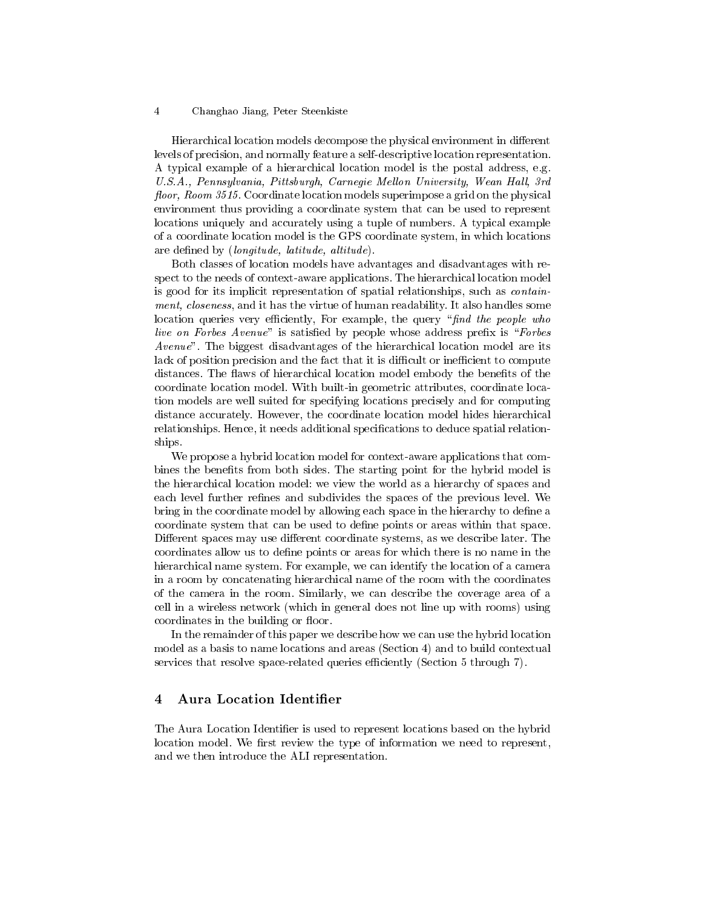Hierarchical location models decompose the physical environment in different levels of precision, and normally feature a self-descriptive location representation. A typical example of a hierarchical location model is the postal address, e.g. *U.S.A., Pennsylvania, Pittsburgh, Carnegie Mellon University, Wean Hall, 3rd floor, Room 3515*. Coordinate location models superimpose a grid on the physical environment thus providing a coordinate system that can be used to represent locations uniquely and accurately using a tuple of numbers. A typical example of a coordinate location model is the GPS coordinate system, in which locations are defined by (*longitude, latitude, altitude*).

Both classes of location models have advantages and disadvantages with respect to the needs of context-aware applications. The hierarchical location model is good for its implicit representation of spatial relationships, such as *containment, closeness*, and it has the virtue of human readability. It also handles some location queries very efficiently, For example, the query "*find the people who live on Forbes Avenue*" is satisfied by people whose address prefix is "*Forbes Avenue*". The biggest disadvantages of the hierarchical location model are its lack of position precision and the fact that it is difficult or inefficient to compute distances. The flaws of hierarchical location model embody the benefits of the coordinate location model. With built-in geometric attributes, coordinate location models are well suited for specifying locations precisely and for computing distance accurately. However, the coordinate location model hides hierarchical relationships. Hence, it needs additional specifications to deduce spatial relationships.

We propose a hybrid location model for context-aware applications that combines the benefits from both sides. The starting point for the hybrid model is the hierarchical location model: we view the world as a hierarchy of spaces and each level further refines and subdivides the spaces of the previous level. We bring in the coordinate model by allowing each space in the hierarchy to define a coordinate system that can be used to define points or areas within that space. Different spaces may use different coordinate systems, as we describe later. The coordinates allow us to define points or areas for which there is no name in the hierarchical name system. For example, we can identify the location of a camera in a room by concatenating hierarchical name of the room with the coordinates of the camera in the room. Similarly, we can describe the coverage area of a cell in a wireless network (which in general does not line up with rooms) using coordinates in the building or floor.

In the remainder of this paper we describe how we can use the hybrid location model as a basis to name locations and areas (Section 4) and to build contextual services that resolve space-related queries efficiently (Section 5 through 7).

## 4 Aura Location Identifier

The Aura Location Identifier is used to represent locations based on the hybrid location model. We first review the type of information we need to represent, and we then introduce the ALI representation.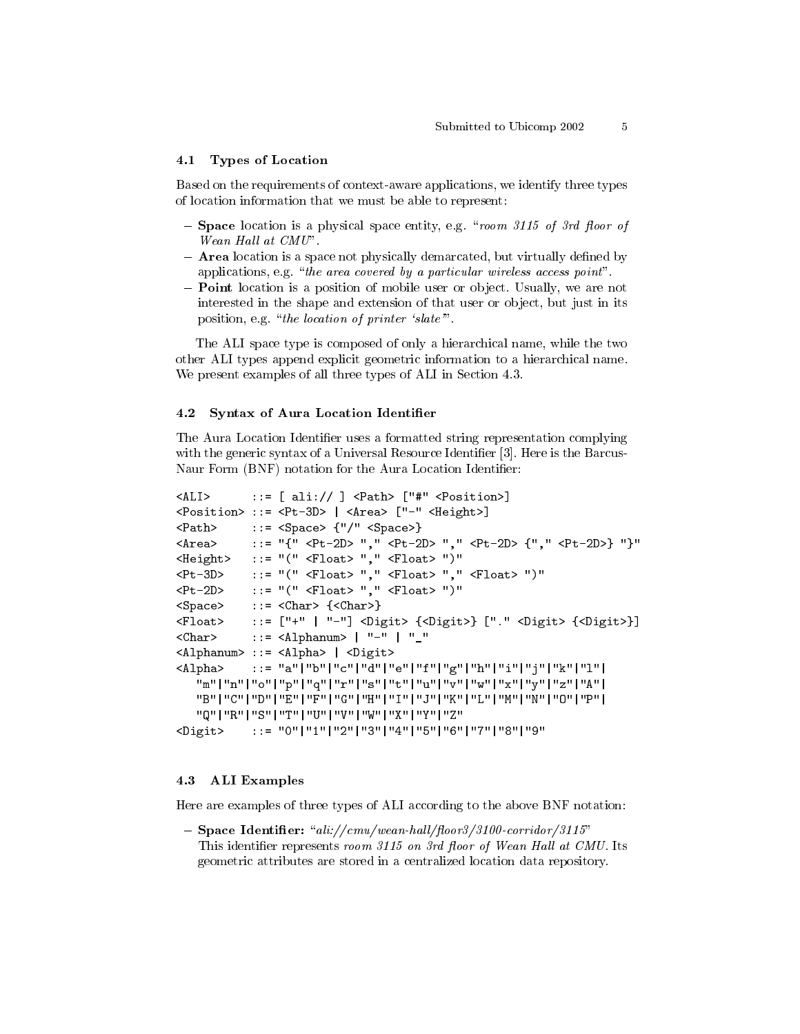### 4.1 Types of Location

Based on the requirements of context-aware applications, we identify three types of location information that we must be able to represent:

- **Space** location is a physical space entity, e.g. "*room 3115 of 3rd floor of Wean Hall at CMU*".
- **Area** location is a space not physically demarcated, but virtually defined by applications, e.g. "*the area covered by a particular wireless access point*".
- **Point** location is a position of mobile user or object. Usually, we are not interested in the shape and extension of that user or object, but just in its position, e.g. "*the location of printer 'slate'*".

The ALI space type is composed of only a hierarchical name, while the two other ALI types append explicit geometric information to a hierarchical name. We present examples of all three types of ALI in Section 4.3.

### 4.2 Syntax of Aura Location Identifier

The Aura Location Identifier uses a formatted string representation complying with the generic syntax of a Universal Resource Identifier [3]. Here is the Barcus-Naur Form (BNF) notation for the Aura Location Identifier:

```
<ALI>      ::= [ ali:// ] <Path> ["#" <Position>]
<Position> ::= <Pt-3D> | <Area> ["-" <Height>]
<Path>     ::= <Space> {"/" <Space>}
<Area>     ::= "{" <Pt-2D> "," <Pt-2D> "," <Pt-2D> {"," <Pt-2D>} "}"
<Height>   ::= "(" <Float> "," <Float> ")"
<Pt-3D>    ::= "(" <Float> "," <Float> "," <Float> ")"
<Pt-2D>    ::= "(" <Float> "," <Float> ")"
<Space>    ::= <Char> {<Char>}
<Float>    ::= ["+" | "-"] <Digit> {<Digit>} ["." <Digit> {<Digit>}]
<Char>     ::= <Alphanum> | "-" | "_"
<Alphanum> ::= <Alpha> | <Digit>
<Alpha>    ::= "a"|"b"|"c"|"d"|"e"|"f"|"g"|"h"|"i"|"j"|"k"|"l"|
   "m"|"n"|"o"|"p"|"q"|"r"|"s"|"t"|"u"|"v"|"w"|"x"|"y"|"z"|"A"|
   "B"|"C"|"D"|"E"|"F"|"G"|"H"|"I"|"J"|"K"|"L"|"M"|"N"|"O"|"P"|
   "Q"|"R"|"S"|"T"|"U"|"V"|"W"|"X"|"Y"|"Z"
<Digit>    ::= "0"|"1"|"2"|"3"|"4"|"5"|"6"|"7"|"8"|"9"
```

### 4.3 ALI Examples

Here are examples of three types of ALI according to the above BNF notation:

- **Space Identifier:** "*ali://cmu/wean-hall/floor3/3100-corridor/3115*"
  This identifier represents *room 3115 on 3rd floor of Wean Hall at CMU*. Its geometric attributes are stored in a centralized location data repository.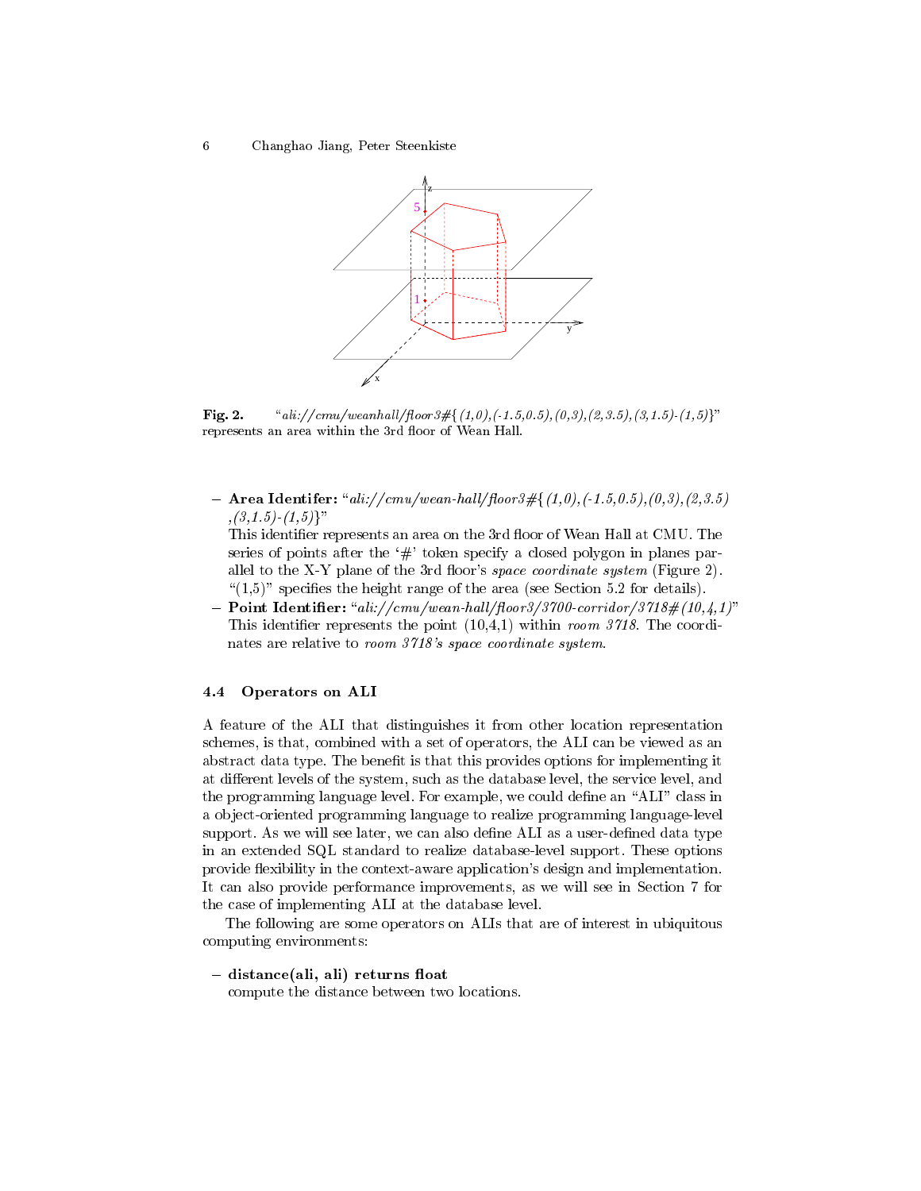**Fig. 2.** "*ali://cmu/weanhall/floor3#{(1,0),(-1.5,0.5),(0,3),(2,3.5),(3,1.5)-(1,5)}*" represents an area within the 3rd floor of Wean Hall.

- **Area Identifer:** "*ali://cmu/wean-hall/floor3#{(1,0),(-1.5,0.5),(0,3),(2,3.5),(3,1.5)-(1,5)}*"
  This identifier represents an area on the 3rd floor of Wean Hall at CMU. The series of points after the '#' token specify a closed polygon in planes parallel to the X-Y plane of the 3rd floor's *space coordinate system* (Figure 2). "(1,5)" specifies the height range of the area (see Section 5.2 for details).
- **Point Identifier:** "*ali://cmu/wean-hall/floor3/3700-corridor/3718#(10,4,1)*"
  This identifier represents the point (10,4,1) within *room 3718*. The coordinates are relative to *room 3718's space coordinate system*.

### 4.4 Operators on ALI

A feature of the ALI that distinguishes it from other location representation schemes, is that, combined with a set of operators, the ALI can be viewed as an abstract data type. The benefit is that this provides options for implementing it at different levels of the system, such as the database level, the service level, and the programming language level. For example, we could define an "ALI" class in a object-oriented programming language to realize programming language-level support. As we will see later, we can also define ALI as a user-defined data type in an extended SQL standard to realize database-level support. These options provide flexibility in the context-aware application's design and implementation. It can also provide performance improvements, as we will see in Section 7 for the case of implementing ALI at the database level.

The following are some operators on ALIs that are of interest in ubiquitous computing environments:

- **distance(ali, ali) returns float**
  compute the distance between two locations.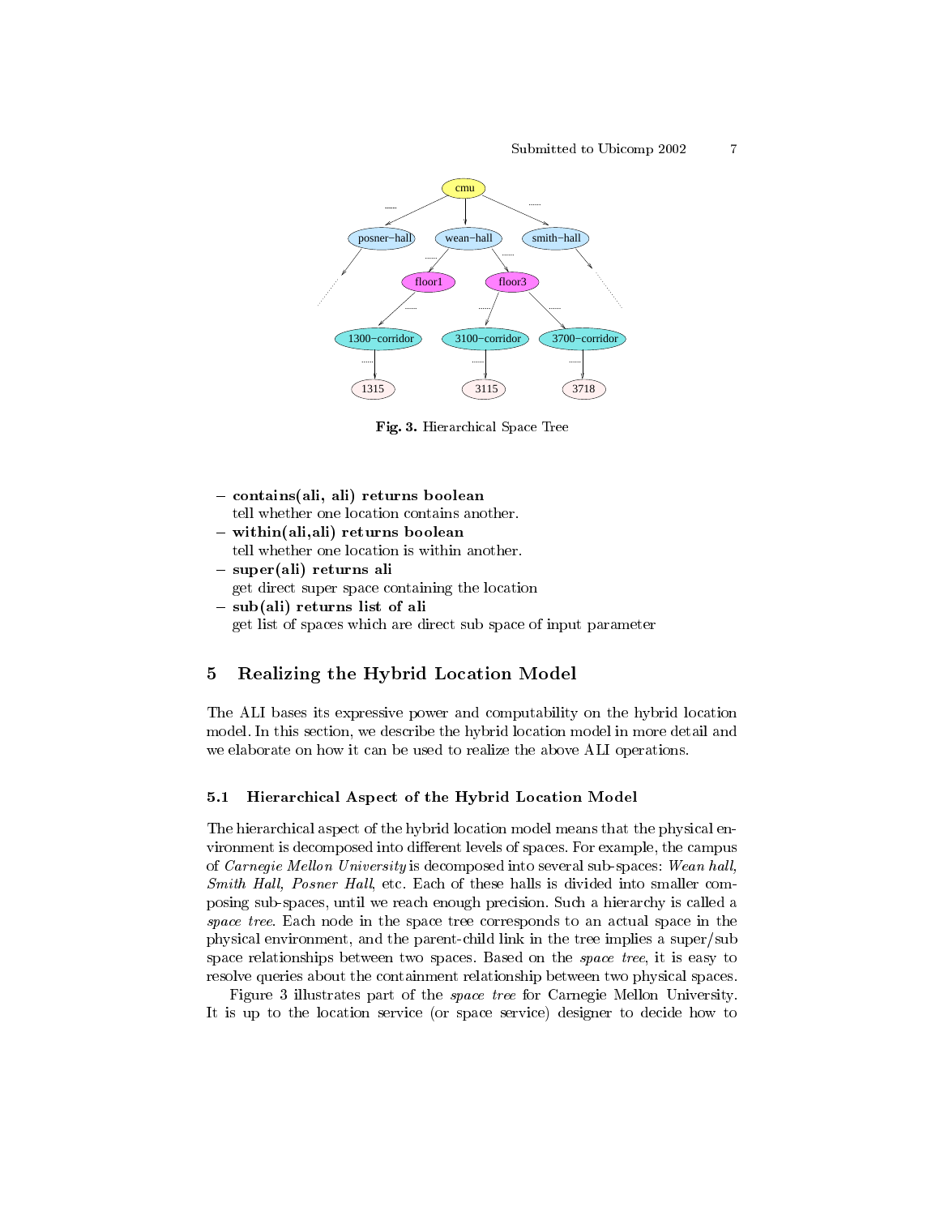**Fig. 3.** Hierarchical Space Tree

- **contains(ali, ali) returns boolean**
  tell whether one location contains another.
- **within(ali,ali) returns boolean**
  tell whether one location is within another.
- **super(ali) returns ali**
  get direct super space containing the location
- **sub(ali) returns list of ali**
  get list of spaces which are direct sub space of input parameter

## 5 Realizing the Hybrid Location Model

The ALI bases its expressive power and computability on the hybrid location model. In this section, we describe the hybrid location model in more detail and we elaborate on how it can be used to realize the above ALI operations.

### 5.1 Hierarchical Aspect of the Hybrid Location Model

The hierarchical aspect of the hybrid location model means that the physical environment is decomposed into different levels of spaces. For example, the campus of *Carnegie Mellon University* is decomposed into several sub-spaces: *Wean hall, Smith Hall, Posner Hall*, etc. Each of these halls is divided into smaller composing sub-spaces, until we reach enough precision. Such a hierarchy is called a *space tree*. Each node in the space tree corresponds to an actual space in the physical environment, and the parent-child link in the tree implies a super/sub space relationships between two spaces. Based on the *space tree*, it is easy to resolve queries about the containment relationship between two physical spaces.

Figure 3 illustrates part of the *space tree* for Carnegie Mellon University. It is up to the location service (or space service) designer to decide how to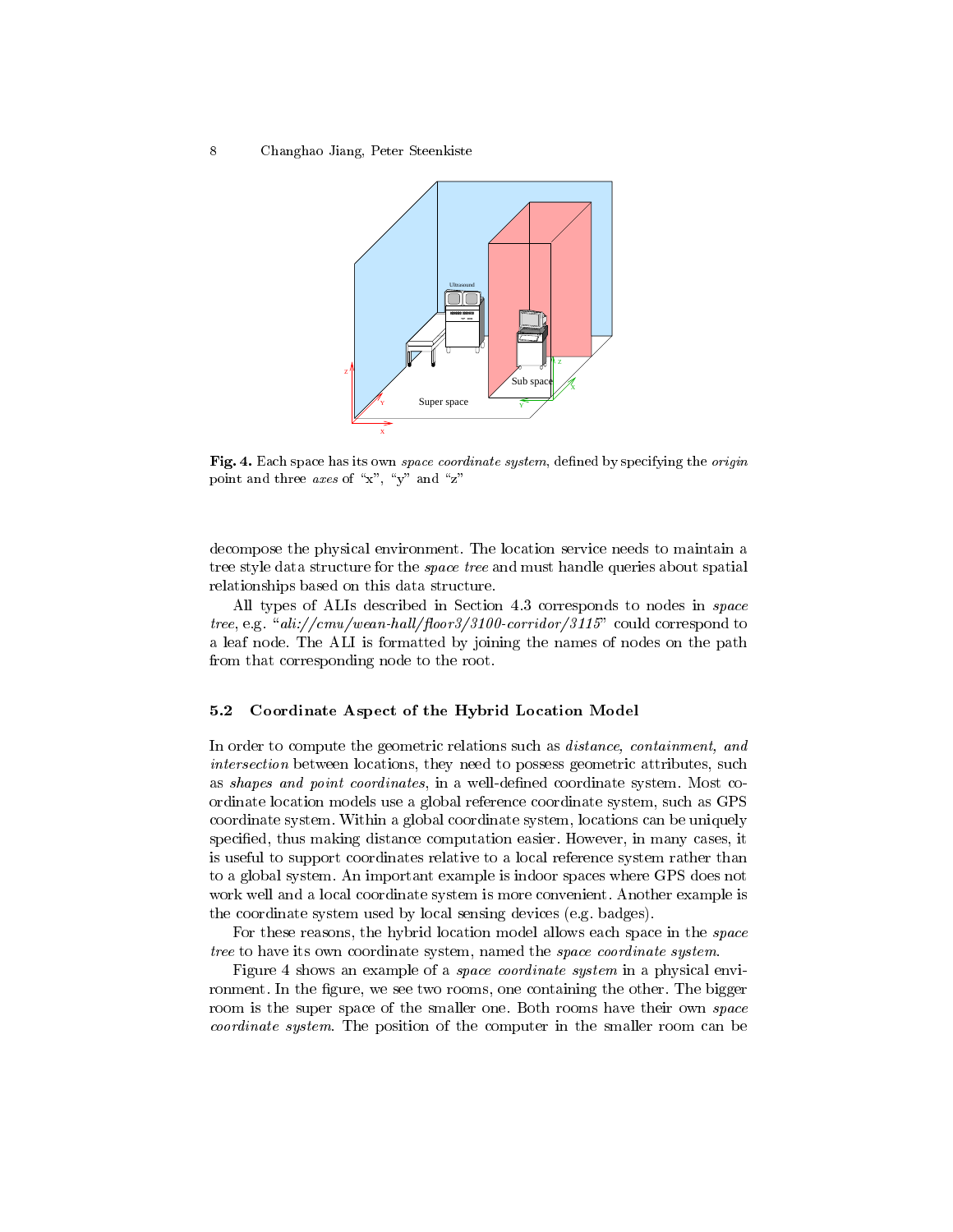**Fig. 4.** Each space has its own *space coordinate system*, defined by specifying the *origin* point and three *axes* of "x", "y" and "z"

decompose the physical environment. The location service needs to maintain a tree style data structure for the *space tree* and must handle queries about spatial relationships based on this data structure.

All types of ALIs described in Section 4.3 corresponds to nodes in *space tree*, e.g. "*ali://cmu/wean-hall/floor3/3100-corridor/3115*" could correspond to a leaf node. The ALI is formatted by joining the names of nodes on the path from that corresponding node to the root.

### 5.2 Coordinate Aspect of the Hybrid Location Model

In order to compute the geometric relations such as *distance, containment, and intersection* between locations, they need to possess geometric attributes, such as *shapes and point coordinates*, in a well-defined coordinate system. Most coordinate location models use a global reference coordinate system, such as GPS coordinate system. Within a global coordinate system, locations can be uniquely specified, thus making distance computation easier. However, in many cases, it is useful to support coordinates relative to a local reference system rather than to a global system. An important example is indoor spaces where GPS does not work well and a local coordinate system is more convenient. Another example is the coordinate system used by local sensing devices (e.g. badges).

For these reasons, the hybrid location model allows each space in the *space tree* to have its own coordinate system, named the *space coordinate system*.

Figure 4 shows an example of a *space coordinate system* in a physical environment. In the figure, we see two rooms, one containing the other. The bigger room is the super space of the smaller one. Both rooms have their own *space coordinate system*. The position of the computer in the smaller room can be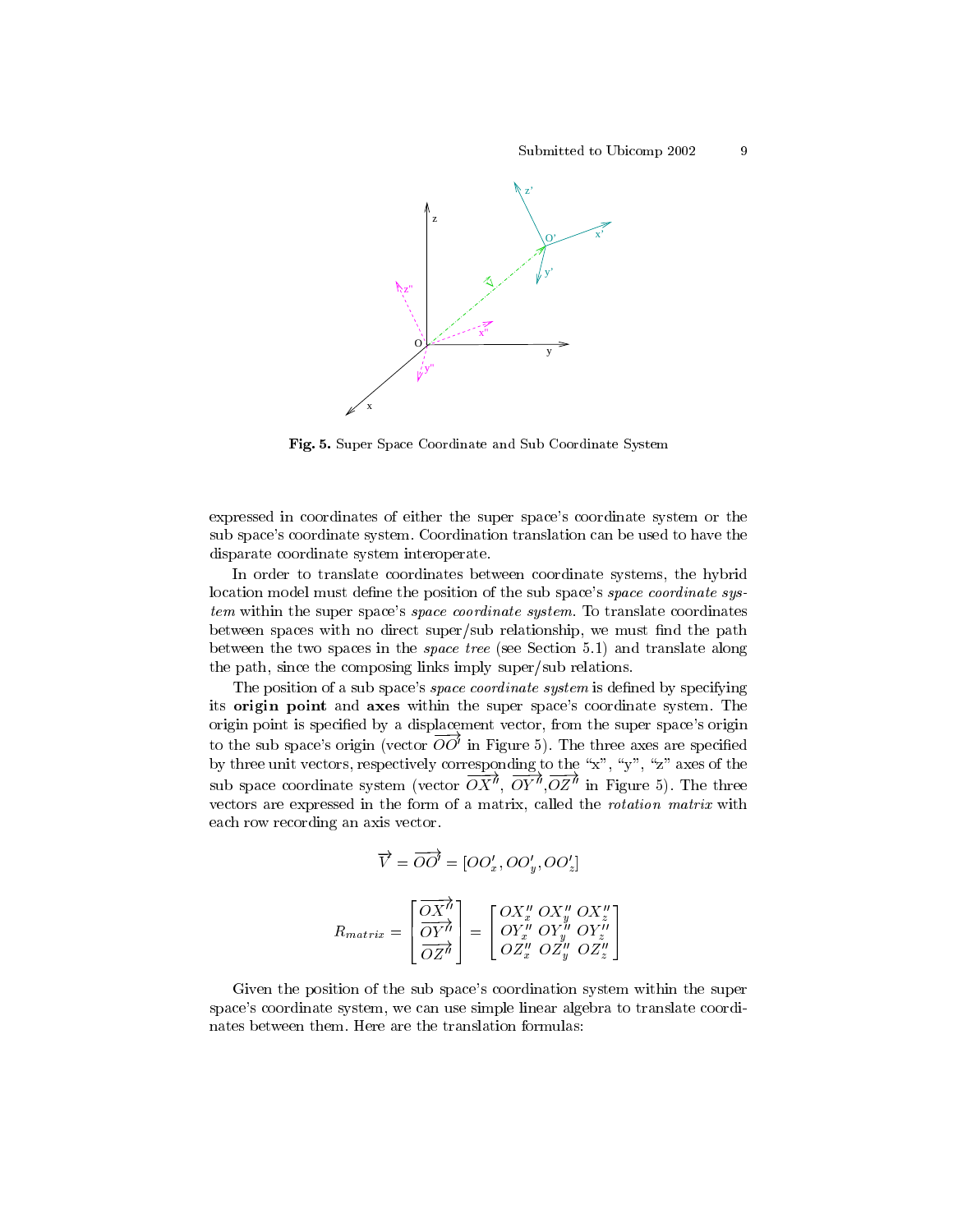Fig. 5. Super Space Coordinate and Sub Coordinate System

expressed in coordinates of either the super space's coordinate system or the sub space's coordinate system. Coordination translation can be used to have the disparate coordinate system interoperate.

In order to translate coordinates between coordinate systems, the hybrid location model must define the position of the sub space's *space coordinate system* within the super space's *space coordinate system*. To translate coordinates between spaces with no direct super/sub relationship, we must find the path between the two spaces in the *space tree* (see Section 5.1) and translate along the path, since the composing links imply super/sub relations.

The position of a sub space's *space coordinate system* is defined by specifying its **origin point** and **axes** within the super space's coordinate system. The origin point is specified by a displacement vector, from the super space's origin to the sub space's origin (vector $\overrightarrow{OO'}$ in Figure 5). The three axes are specified by three unit vectors, respectively corresponding to the "x", "y", "z" axes of the sub space coordinate system (vector $\overrightarrow{OX''}$, $\overrightarrow{OY''}$,$\overrightarrow{OZ''}$ in Figure 5). The three vectors are expressed in the form of a matrix, called the *rotation matrix* with each row recording an axis vector.

$$\overrightarrow{V} = \overrightarrow{OO'} = [OO'_x, OO'_y, OO'_z]$$

$$R_{matrix} = \begin{bmatrix} \overrightarrow{OX''} \\ \overrightarrow{OY''} \\ \overrightarrow{OZ''} \end{bmatrix} = \begin{bmatrix} OX''_x & OX''_y & OX''_z \\ OY''_x & OY''_y & OY''_z \\ OZ''_x & OZ''_y & OZ''_z \end{bmatrix}$$

Given the position of the sub space's coordination system within the super space's coordinate system, we can use simple linear algebra to translate coordinates between them. Here are the translation formulas: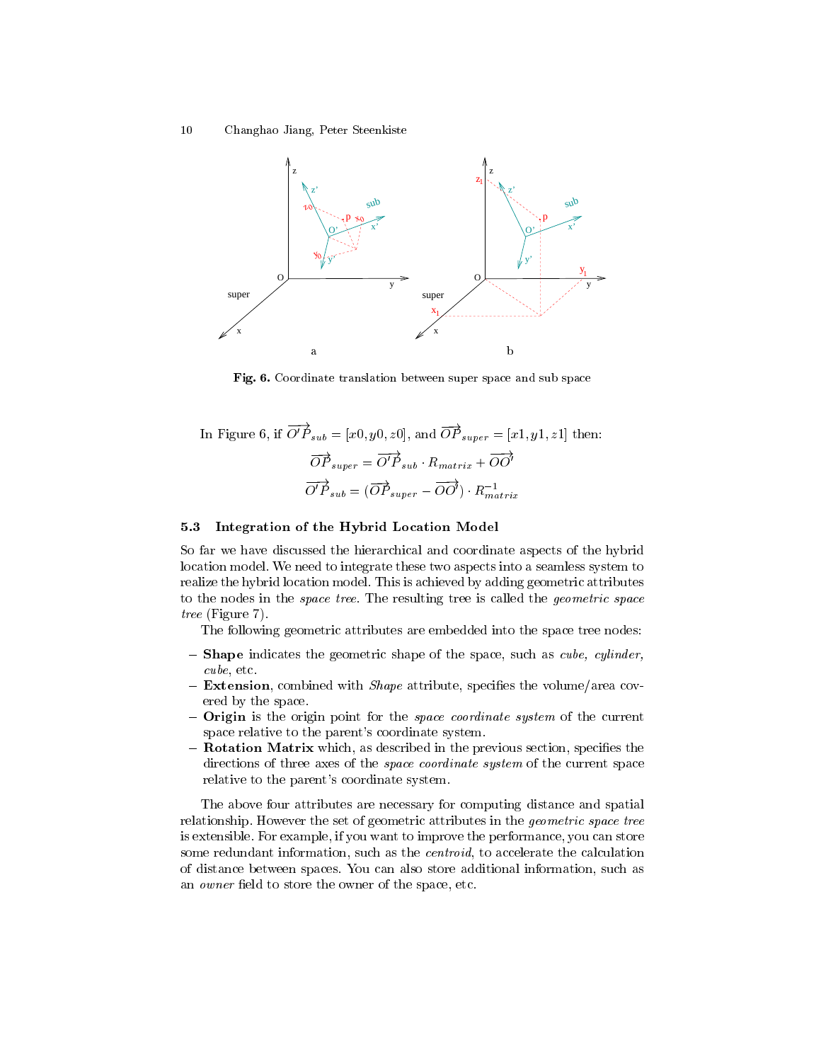Fig. 6. Coordinate translation between super space and sub space

In Figure 6, if $\overrightarrow{O'P}_{sub} = [x0, y0, z0]$, and $\overrightarrow{OP}_{super} = [x1, y1, z1]$ then:

$$\overrightarrow{OP}_{super} = \overrightarrow{O'P}_{sub} \cdot R_{matrix} + \overrightarrow{OO'}$$

$$\overrightarrow{O'P}_{sub} = (\overrightarrow{OP}_{super} - \overrightarrow{OO'}) \cdot R_{matrix}^{-1}$$

### 5.3 Integration of the Hybrid Location Model

So far we have discussed the hierarchical and coordinate aspects of the hybrid location model. We need to integrate these two aspects into a seamless system to realize the hybrid location model. This is achieved by adding geometric attributes to the nodes in the *space tree*. The resulting tree is called the *geometric space tree* (Figure 7).

The following geometric attributes are embedded into the space tree nodes:

- **Shape** indicates the geometric shape of the space, such as *cube, cylinder, cube*, etc.
- **Extension**, combined with *Shape* attribute, specifies the volume/area covered by the space.
- **Origin** is the origin point for the *space coordinate system* of the current space relative to the parent's coordinate system.
- **Rotation Matrix** which, as described in the previous section, specifies the directions of three axes of the *space coordinate system* of the current space relative to the parent's coordinate system.

The above four attributes are necessary for computing distance and spatial relationship. However the set of geometric attributes in the *geometric space tree* is extensible. For example, if you want to improve the performance, you can store some redundant information, such as the *centroid*, to accelerate the calculation of distance between spaces. You can also store additional information, such as an *owner* field to store the owner of the space, etc.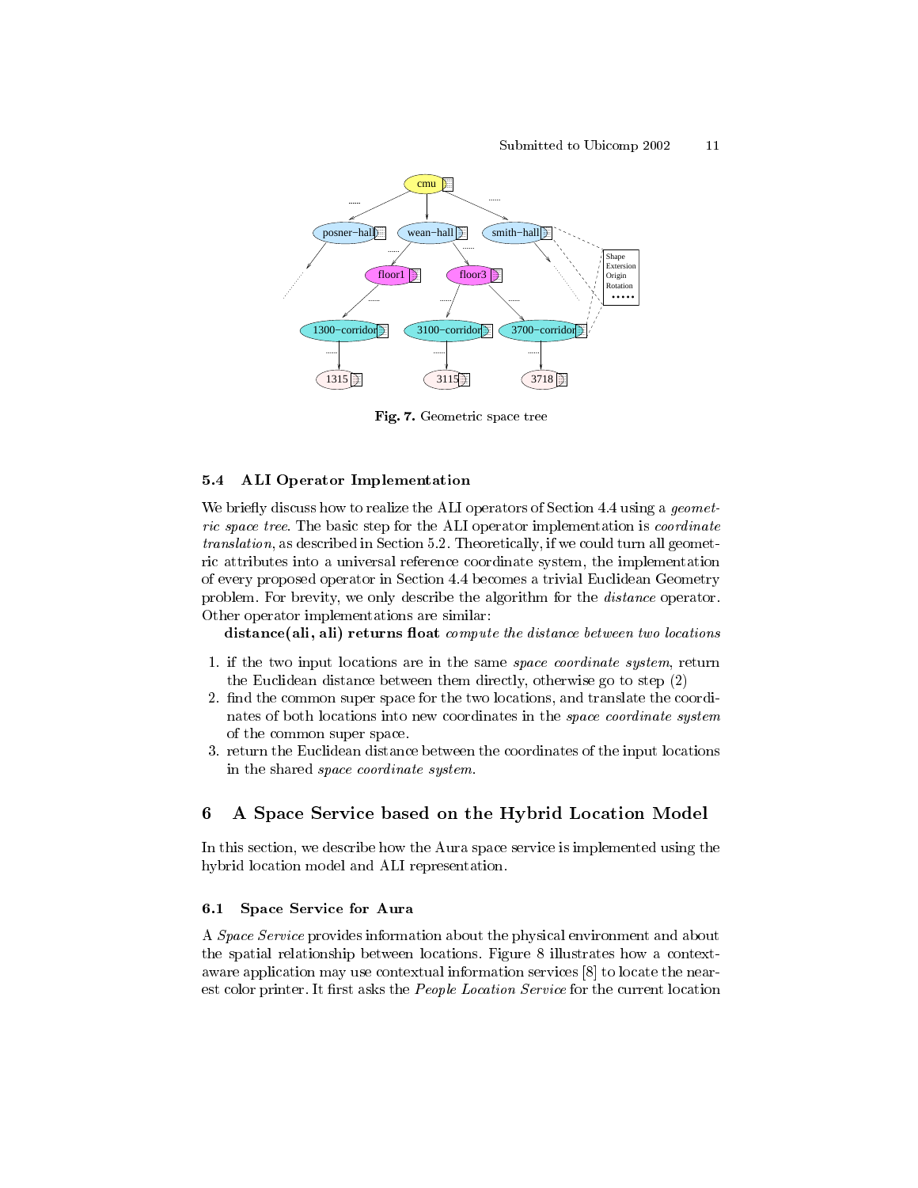Fig. 7. Geometric space tree

### 5.4 ALI Operator Implementation

We briefly discuss how to realize the ALI operators of Section 4.4 using a *geometric space tree*. The basic step for the ALI operator implementation is *coordinate translation*, as described in Section 5.2. Theoretically, if we could turn all geometric attributes into a universal reference coordinate system, the implementation of every proposed operator in Section 4.4 becomes a trivial Euclidean Geometry problem. For brevity, we only describe the algorithm for the *distance* operator. Other operator implementations are similar:

**distance(ali, ali) returns float** *compute the distance between two locations*

1. if the two input locations are in the same *space coordinate system*, return the Euclidean distance between them directly, otherwise go to step (2)
2. find the common super space for the two locations, and translate the coordinates of both locations into new coordinates in the *space coordinate system* of the common super space.
3. return the Euclidean distance between the coordinates of the input locations in the shared *space coordinate system*.

## 6 A Space Service based on the Hybrid Location Model

In this section, we describe how the Aura space service is implemented using the hybrid location model and ALI representation.

### 6.1 Space Service for Aura

A *Space Service* provides information about the physical environment and about the spatial relationship between locations. Figure 8 illustrates how a context-aware application may use contextual information services [8] to locate the nearest color printer. It first asks the *People Location Service* for the current location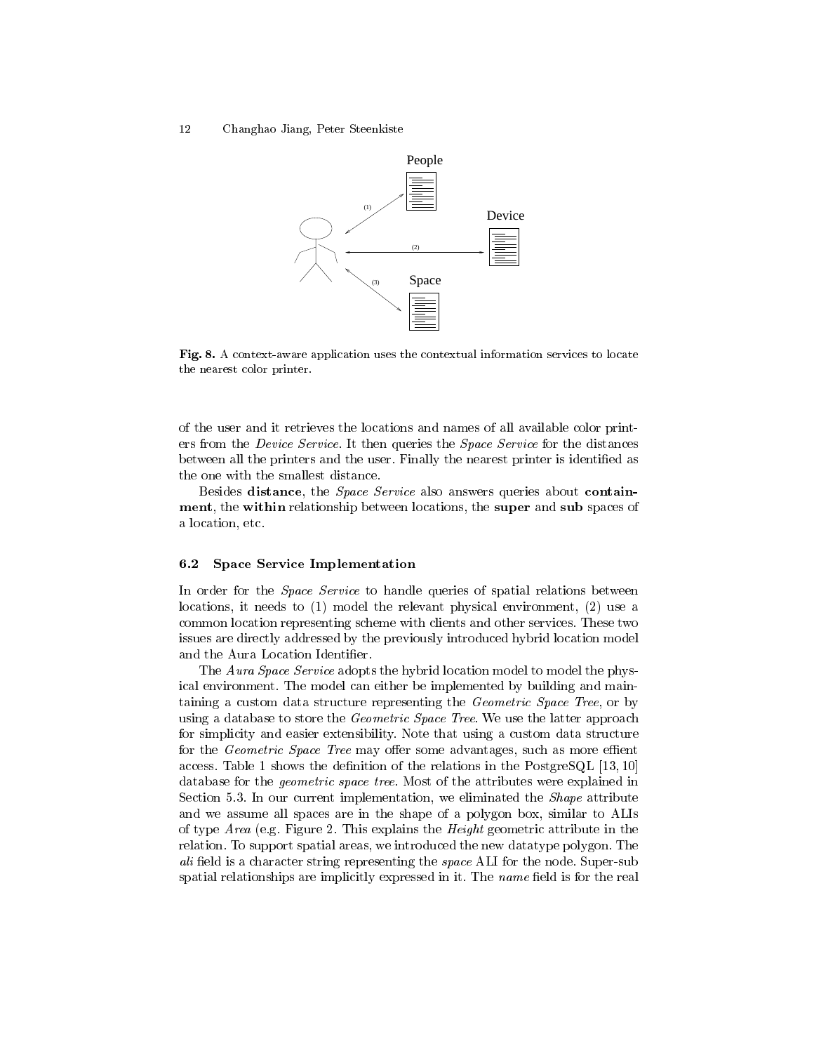Fig. 8. A context-aware application uses the contextual information services to locate the nearest color printer.

of the user and it retrieves the locations and names of all available color printers from the *Device Service*. It then queries the *Space Service* for the distances between all the printers and the user. Finally the nearest printer is identified as the one with the smallest distance.

Besides **distance**, the *Space Service* also answers queries about **containment**, the **within** relationship between locations, the **super** and **sub** spaces of a location, etc.

### 6.2 Space Service Implementation

In order for the *Space Service* to handle queries of spatial relations between locations, it needs to (1) model the relevant physical environment, (2) use a common location representing scheme with clients and other services. These two issues are directly addressed by the previously introduced hybrid location model and the Aura Location Identifier.

The *Aura Space Service* adopts the hybrid location model to model the physical environment. The model can either be implemented by building and maintaining a custom data structure representing the *Geometric Space Tree*, or by using a database to store the *Geometric Space Tree*. We use the latter approach for simplicity and easier extensibility. Note that using a custom data structure for the *Geometric Space Tree* may offer some advantages, such as more effient access. Table 1 shows the definition of the relations in the PostgreSQL [13, 10] database for the *geometric space tree*. Most of the attributes were explained in Section 5.3. In our current implementation, we eliminated the *Shape* attribute and we assume all spaces are in the shape of a polygon box, similar to ALIs of type *Area* (e.g. Figure 2. This explains the *Height* geometric attribute in the relation. To support spatial areas, we introduced the new datatype polygon. The *ali* field is a character string representing the *space* ALI for the node. Super-sub spatial relationships are implicitly expressed in it. The *name* field is for the real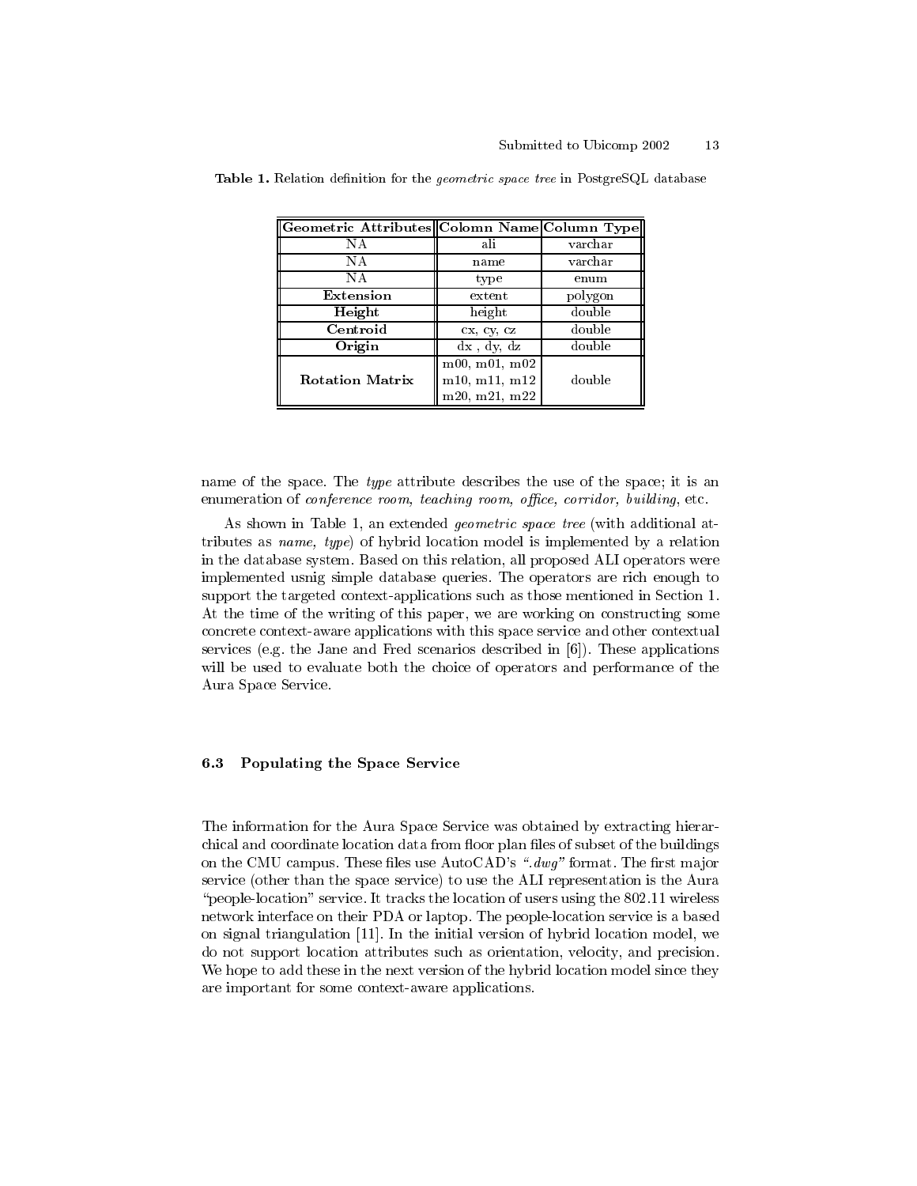**Table 1.** Relation definition for the *geometric space tree* in PostgreSQL database

| Geometric Attributes | Colomn Name | Column Type |
|---|---|---|
| NA | ali | varchar |
| NA | name | varchar |
| NA | type | enum |
| **Extension** | extent | polygon |
| **Height** | height | double |
| **Centroid** | cx, cy, cz | double |
| **Origin** | dx , dy, dz | double |
| **Rotation Matrix** | m00, m01, m02<br>m10, m11, m12<br>m20, m21, m22 | double |

name of the space. The *type* attribute describes the use of the space; it is an enumeration of *conference room, teaching room, office, corridor, building*, etc.

As shown in Table 1, an extended *geometric space tree* (with additional attributes as *name, type*) of hybrid location model is implemented by a relation in the database system. Based on this relation, all proposed ALI operators were implemented usnig simple database queries. The operators are rich enough to support the targeted context-applications such as those mentioned in Section 1. At the time of the writing of this paper, we are working on constructing some concrete context-aware applications with this space service and other contextual services (e.g. the Jane and Fred scenarios described in [6]). These applications will be used to evaluate both the choice of operators and performance of the Aura Space Service.

### 6.3 Populating the Space Service

The information for the Aura Space Service was obtained by extracting hierarchical and coordinate location data from floor plan files of subset of the buildings on the CMU campus. These files use AutoCAD's *".dwg"* format. The first major service (other than the space service) to use the ALI representation is the Aura "people-location" service. It tracks the location of users using the 802.11 wireless network interface on their PDA or laptop. The people-location service is a based on signal triangulation [11]. In the initial version of hybrid location model, we do not support location attributes such as orientation, velocity, and precision. We hope to add these in the next version of the hybrid location model since they are important for some context-aware applications.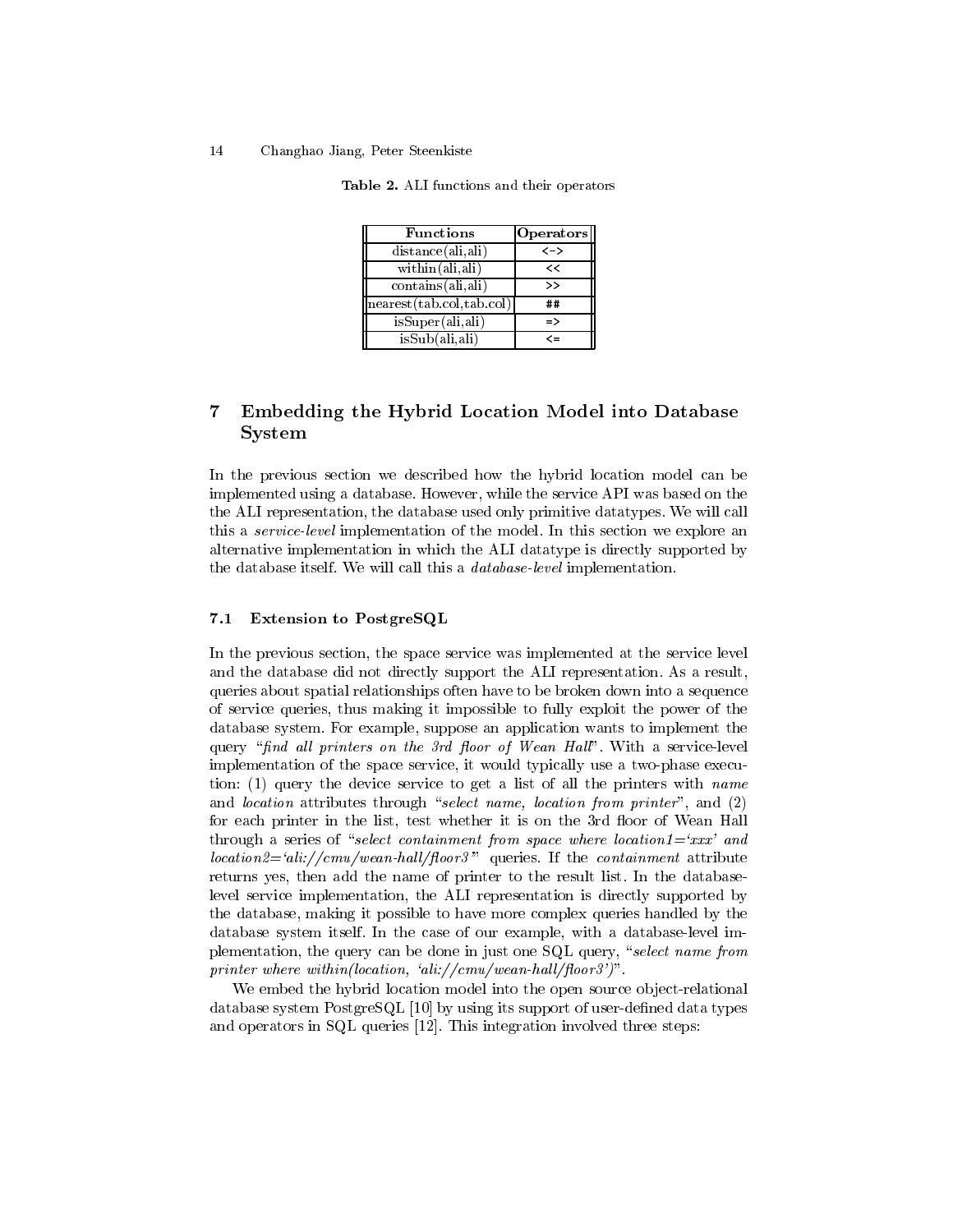**Table 2.** ALI functions and their operators

| Functions | Operators |
|---|---|
| distance(ali,ali) | <-> |
| within(ali,ali) | << |
| contains(ali,ali) | >> |
| nearest(tab.col,tab.col) | ## |
| isSuper(ali,ali) | => |
| isSub(ali,ali) | <= |

## 7 Embedding the Hybrid Location Model into Database System

In the previous section we described how the hybrid location model can be implemented using a database. However, while the service API was based on the the ALI representation, the database used only primitive datatypes. We will call this a *service-level* implementation of the model. In this section we explore an alternative implementation in which the ALI datatype is directly supported by the database itself. We will call this a *database-level* implementation.

### 7.1 Extension to PostgreSQL

In the previous section, the space service was implemented at the service level and the database did not directly support the ALI representation. As a result, queries about spatial relationships often have to be broken down into a sequence of service queries, thus making it impossible to fully exploit the power of the database system. For example, suppose an application wants to implement the query "*find all printers on the 3rd floor of Wean Hall*". With a service-level implementation of the space service, it would typically use a two-phase execution: (1) query the device service to get a list of all the printers with *name* and *location* attributes through "*select name, location from printer*", and (2) for each printer in the list, test whether it is on the 3rd floor of Wean Hall through a series of "*select containment from space where location1='xxx' and location2='ali://cmu/wean-hall/floor3'*" queries. If the *containment* attribute returns yes, then add the name of printer to the result list. In the database-level service implementation, the ALI representation is directly supported by the database, making it possible to have more complex queries handled by the database system itself. In the case of our example, with a database-level implementation, the query can be done in just one SQL query, "*select name from printer where within(location, 'ali://cmu/wean-hall/floor3')*".

We embed the hybrid location model into the open source object-relational database system PostgreSQL [10] by using its support of user-defined data types and operators in SQL queries [12]. This integration involved three steps: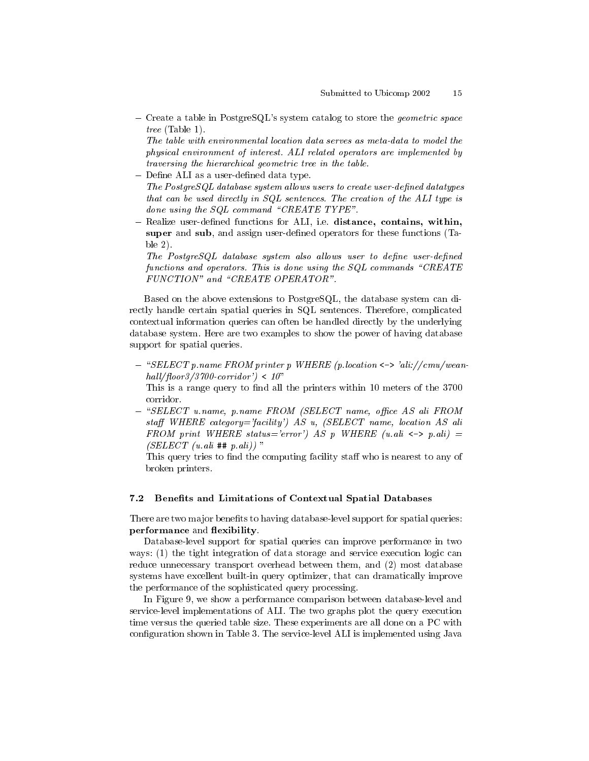- Create a table in PostgreSQL's system catalog to store the *geometric space tree* (Table 1).
  *The table with environmental location data serves as meta-data to model the physical environment of interest. ALI related operators are implemented by traversing the hierarchical geometric tree in the table.*
- Define ALI as a user-defined data type.
  *The PostgreSQL database system allows users to create user-defined datatypes that can be used directly in SQL sentences. The creation of the ALI type is done using the SQL command "CREATE TYPE".*
- Realize user-defined functions for ALI, i.e. **distance, contains, within, super** and **sub**, and assign user-defined operators for these functions (Table 2).
  *The PostgreSQL database system also allows user to define user-defined functions and operators. This is done using the SQL commands "CREATE FUNCTION" and "CREATE OPERATOR".*

Based on the above extensions to PostgreSQL, the database system can directly handle certain spatial queries in SQL sentences. Therefore, complicated contextual information queries can often be handled directly by the underlying database system. Here are two examples to show the power of having database support for spatial queries.

- *"SELECT p.name FROM printer p WHERE (p.location* <-> *'ali://cmu/wean-hall/floor3/3700-corridor')* < *10"*
  This is a range query to find all the printers within 10 meters of the 3700 corridor.
- *"SELECT u.name, p.name FROM (SELECT name, office AS ali FROM staff WHERE category='facility') AS u, (SELECT name, location AS ali FROM print WHERE status='error') AS p WHERE (u.ali* <-> *p.ali) = (SELECT (u.ali* ## *p.ali)) "*
  This query tries to find the computing facility staff who is nearest to any of broken printers.

### 7.2 Benefits and Limitations of Contextual Spatial Databases

There are two major benefits to having database-level support for spatial queries: **performance** and **flexibility**.

Database-level support for spatial queries can improve performance in two ways: (1) the tight integration of data storage and service execution logic can reduce unnecessary transport overhead between them, and (2) most database systems have excellent built-in query optimizer, that can dramatically improve the performance of the sophisticated query processing.

In Figure 9, we show a performance comparison between database-level and service-level implementations of ALI. The two graphs plot the query execution time versus the queried table size. These experiments are all done on a PC with configuration shown in Table 3. The service-level ALI is implemented using Java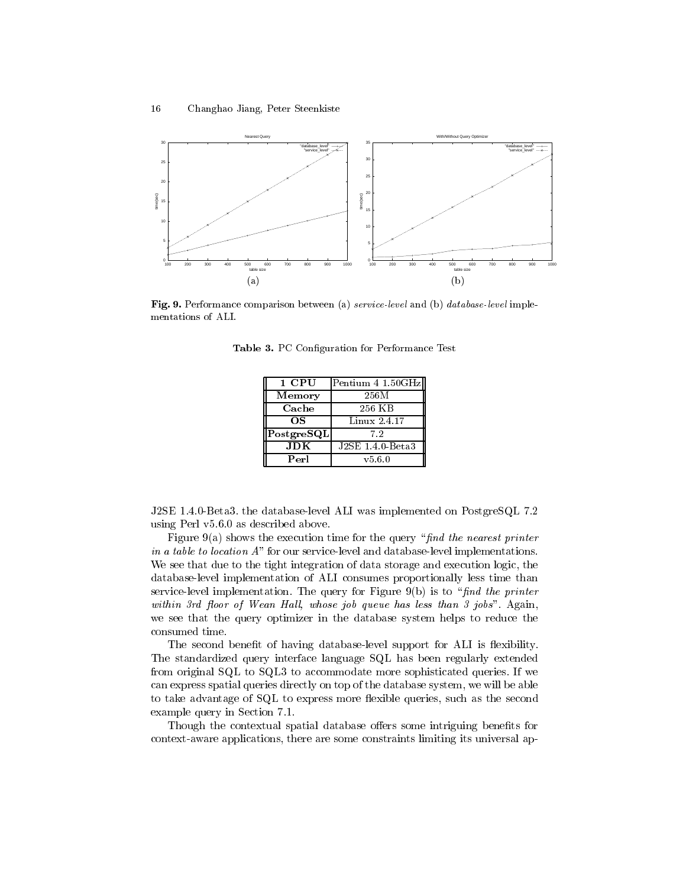**Fig. 9.** Performance comparison between (a) *service-level* and (b) *database-level* implementations of ALI.

**Table 3.** PC Configuration for Performance Test

| | |
|---|---|
| **1 CPU** | Pentium 4 1.50GHz |
| **Memory** | 256M |
| **Cache** | 256 KB |
| **OS** | Linux 2.4.17 |
| **PostgreSQL** | 7.2 |
| **JDK** | J2SE 1.4.0-Beta3 |
| **Perl** | v5.6.0 |

J2SE 1.4.0-Beta3. the database-level ALI was implemented on PostgreSQL 7.2 using Perl v5.6.0 as described above.

Figure 9(a) shows the execution time for the query "*find the nearest printer in a table to location A*" for our service-level and database-level implementations. We see that due to the tight integration of data storage and execution logic, the database-level implementation of ALI consumes proportionally less time than service-level implementation. The query for Figure 9(b) is to "*find the printer within 3rd floor of Wean Hall, whose job queue has less than 3 jobs*". Again, we see that the query optimizer in the database system helps to reduce the consumed time.

The second benefit of having database-level support for ALI is flexibility. The standardized query interface language SQL has been regularly extended from original SQL to SQL3 to accommodate more sophisticated queries. If we can express spatial queries directly on top of the database system, we will be able to take advantage of SQL to express more flexible queries, such as the second example query in Section 7.1.

Though the contextual spatial database offers some intriguing benefits for context-aware applications, there are some constraints limiting its universal ap-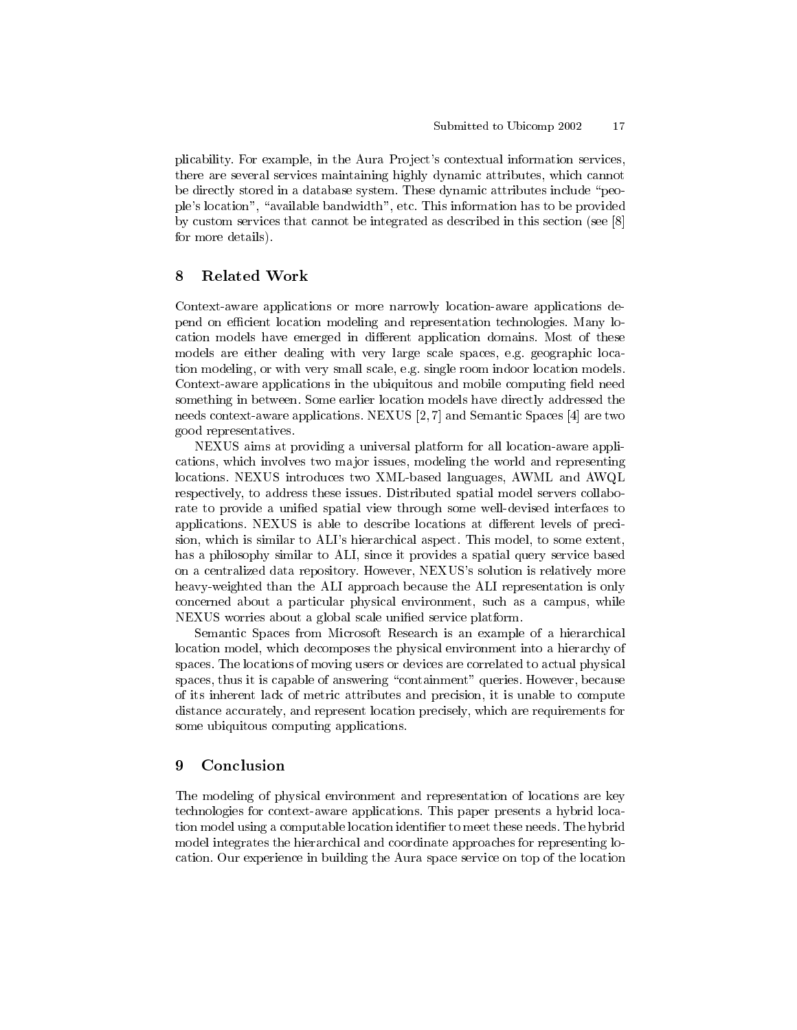plicability. For example, in the Aura Project's contextual information services, there are several services maintaining highly dynamic attributes, which cannot be directly stored in a database system. These dynamic attributes include "people's location", "available bandwidth", etc. This information has to be provided by custom services that cannot be integrated as described in this section (see [8] for more details).

## 8 Related Work

Context-aware applications or more narrowly location-aware applications depend on efficient location modeling and representation technologies. Many location models have emerged in different application domains. Most of these models are either dealing with very large scale spaces, e.g. geographic location modeling, or with very small scale, e.g. single room indoor location models. Context-aware applications in the ubiquitous and mobile computing field need something in between. Some earlier location models have directly addressed the needs context-aware applications. NEXUS [2, 7] and Semantic Spaces [4] are two good representatives.

NEXUS aims at providing a universal platform for all location-aware applications, which involves two major issues, modeling the world and representing locations. NEXUS introduces two XML-based languages, AWML and AWQL respectively, to address these issues. Distributed spatial model servers collaborate to provide a unified spatial view through some well-devised interfaces to applications. NEXUS is able to describe locations at different levels of precision, which is similar to ALI's hierarchical aspect. This model, to some extent, has a philosophy similar to ALI, since it provides a spatial query service based on a centralized data repository. However, NEXUS's solution is relatively more heavy-weighted than the ALI approach because the ALI representation is only concerned about a particular physical environment, such as a campus, while NEXUS worries about a global scale unified service platform.

Semantic Spaces from Microsoft Research is an example of a hierarchical location model, which decomposes the physical environment into a hierarchy of spaces. The locations of moving users or devices are correlated to actual physical spaces, thus it is capable of answering "containment" queries. However, because of its inherent lack of metric attributes and precision, it is unable to compute distance accurately, and represent location precisely, which are requirements for some ubiquitous computing applications.

## 9 Conclusion

The modeling of physical environment and representation of locations are key technologies for context-aware applications. This paper presents a hybrid location model using a computable location identifier to meet these needs. The hybrid model integrates the hierarchical and coordinate approaches for representing location. Our experience in building the Aura space service on top of the location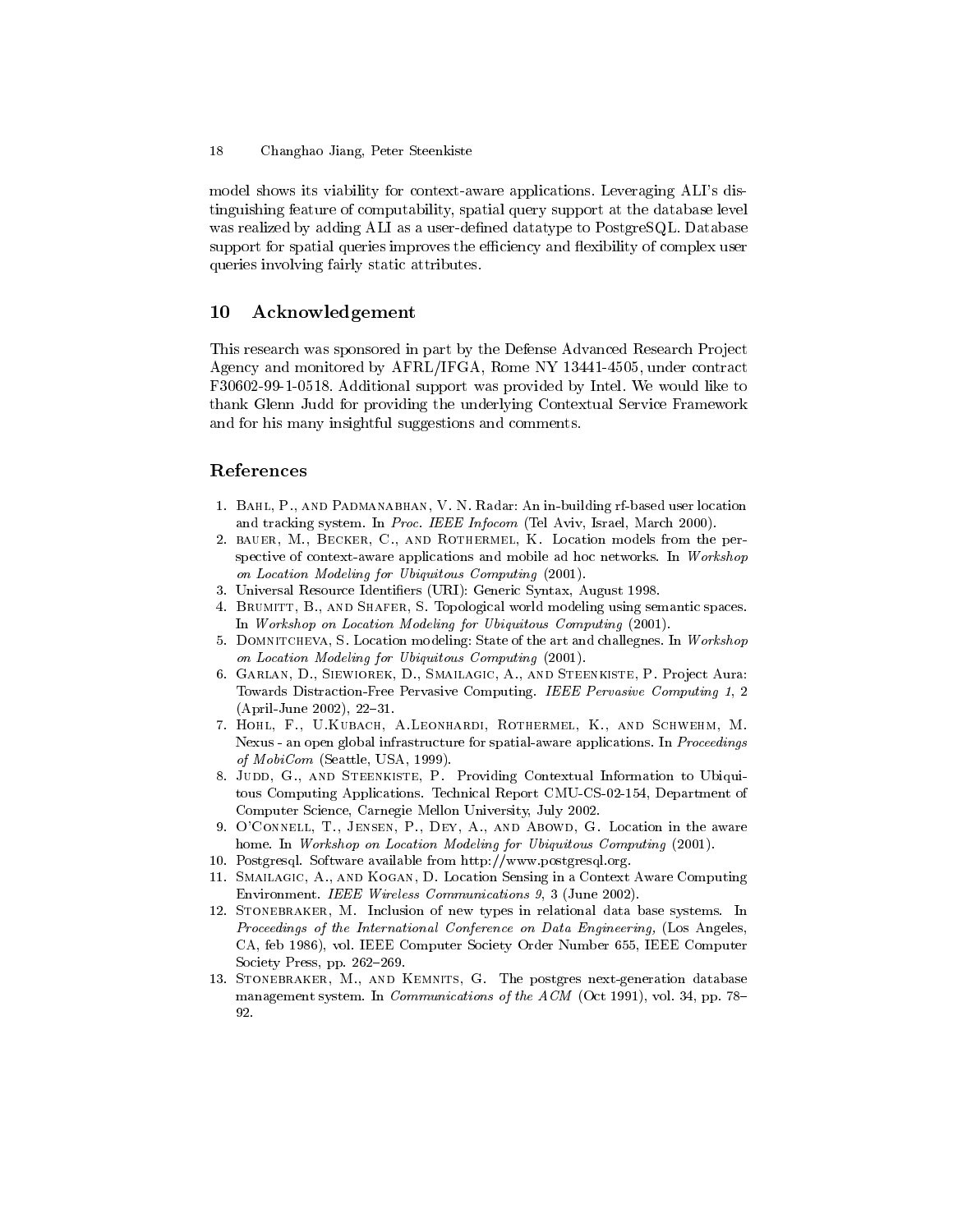model shows its viability for context-aware applications. Leveraging ALI's distinguishing feature of computability, spatial query support at the database level was realized by adding ALI as a user-defined datatype to PostgreSQL. Database support for spatial queries improves the efficiency and flexibility of complex user queries involving fairly static attributes.

## 10 Acknowledgement

This research was sponsored in part by the Defense Advanced Research Project Agency and monitored by AFRL/IFGA, Rome NY 13441-4505, under contract F30602-99-1-0518. Additional support was provided by Intel. We would like to thank Glenn Judd for providing the underlying Contextual Service Framework and for his many insightful suggestions and comments.

## References

1. Bahl, P., and Padmanabhan, V. N. Radar: An in-building rf-based user location and tracking system. In *Proc. IEEE Infocom* (Tel Aviv, Israel, March 2000).
2. bauer, M., Becker, C., and Rothermel, K. Location models from the perspective of context-aware applications and mobile ad hoc networks. In *Workshop on Location Modeling for Ubiquitous Computing* (2001).
3. Universal Resource Identifiers (URI): Generic Syntax, August 1998.
4. Brumitt, B., and Shafer, S. Topological world modeling using semantic spaces. In *Workshop on Location Modeling for Ubiquitous Computing* (2001).
5. Domnitcheva, S. Location modeling: State of the art and challegnes. In *Workshop on Location Modeling for Ubiquitous Computing* (2001).
6. Garlan, D., Siewiorek, D., Smailagic, A., and Steenkiste, P. Project Aura: Towards Distraction-Free Pervasive Computing. *IEEE Pervasive Computing 1*, 2 (April-June 2002), 22–31.
7. Hohl, F., U.Kubach, A.Leonhardi, Rothermel, K., and Schwehm, M. Nexus - an open global infrastructure for spatial-aware applications. In *Proceedings of MobiCom* (Seattle, USA, 1999).
8. Judd, G., and Steenkiste, P. Providing Contextual Information to Ubiquitous Computing Applications. Technical Report CMU-CS-02-154, Department of Computer Science, Carnegie Mellon University, July 2002.
9. O'Connell, T., Jensen, P., Dey, A., and Abowd, G. Location in the aware home. In *Workshop on Location Modeling for Ubiquitous Computing* (2001).
10. Postgresql. Software available from http://www.postgresql.org.
11. Smailagic, A., and Kogan, D. Location Sensing in a Context Aware Computing Environment. *IEEE Wireless Communications 9*, 3 (June 2002).
12. Stonebraker, M. Inclusion of new types in relational data base systems. In *Proceedings of the International Conference on Data Engineering,* (Los Angeles, CA, feb 1986), vol. IEEE Computer Society Order Number 655, IEEE Computer Society Press, pp. 262–269.
13. Stonebraker, M., and Kemnits, G. The postgres next-generation database management system. In *Communications of the ACM* (Oct 1991), vol. 34, pp. 78–92.